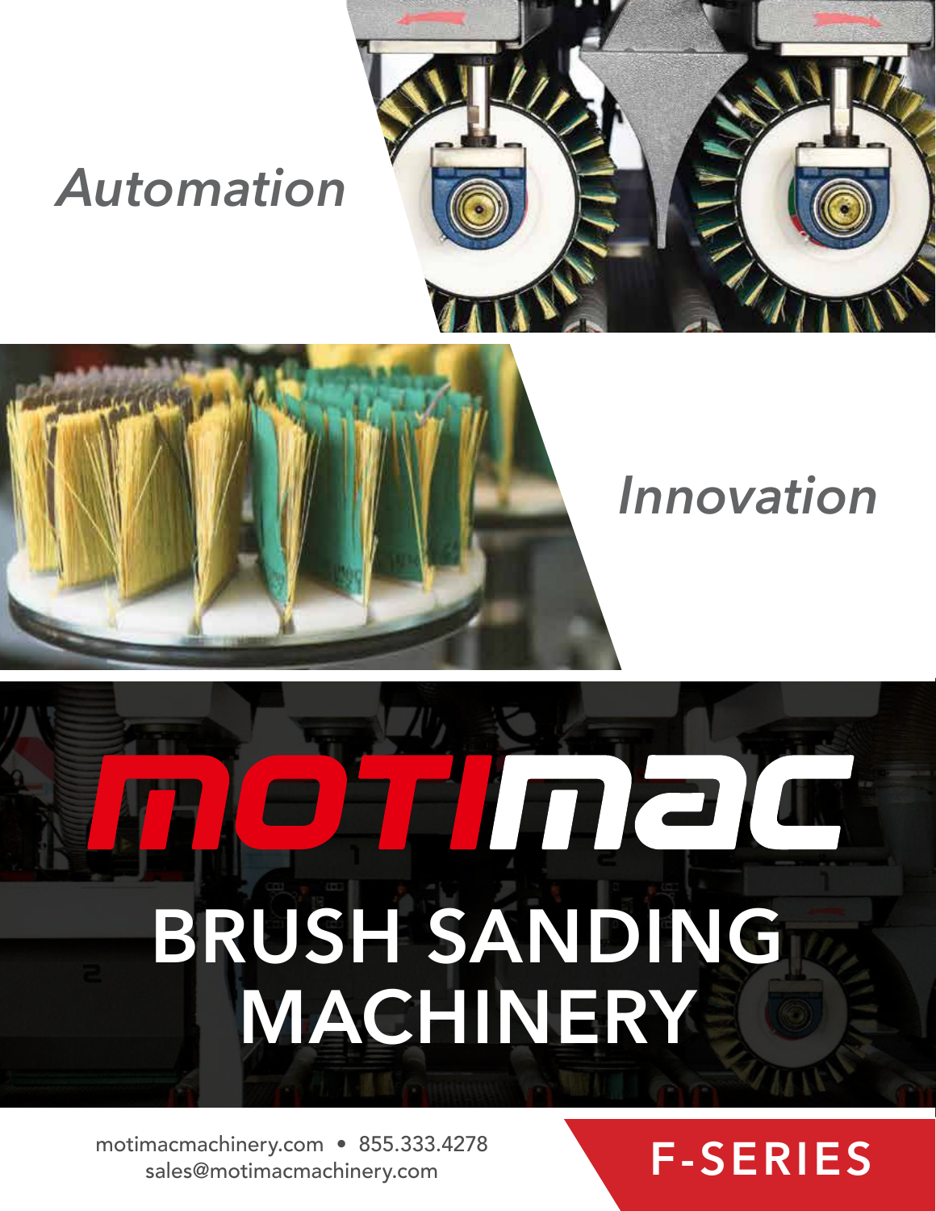*Automation*

*Innovation*

# MOTIMAC

# BRUSH SANDING MACHINERY

motimacmachinery.com • 855.333.4278
sales@motimacmachinery.com

## F-SERIES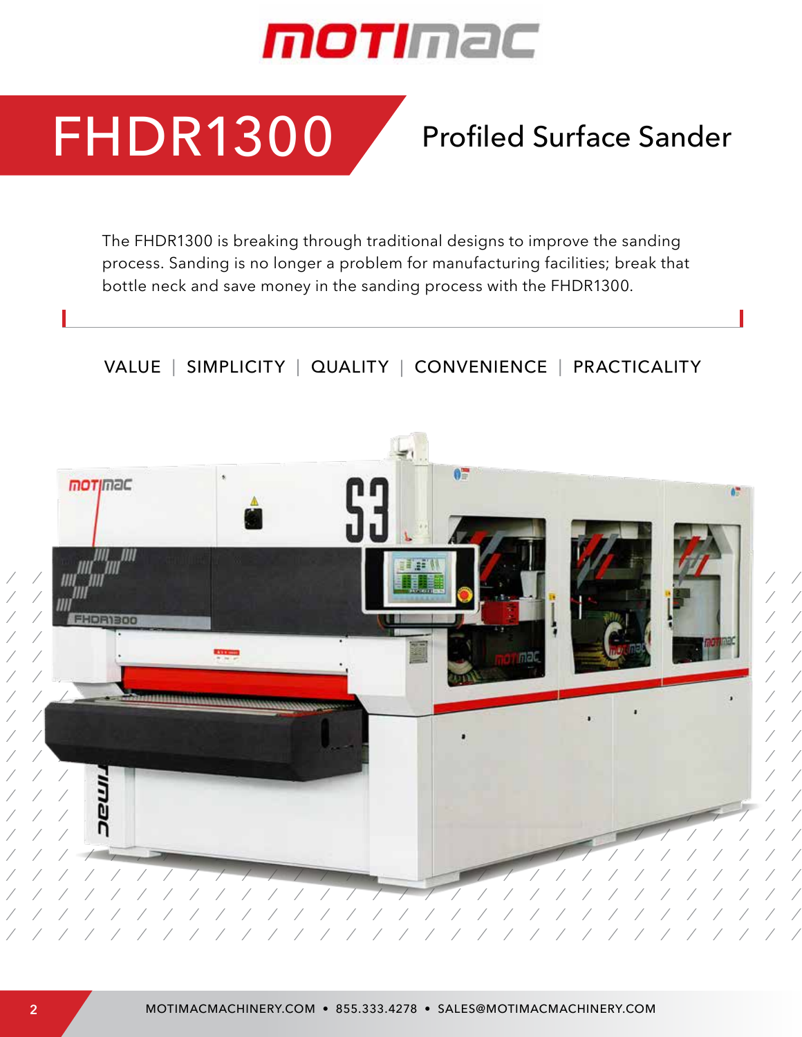# FHDR1300

## Profiled Surface Sander

The FHDR1300 is breaking through traditional designs to improve the sanding process. Sanding is no longer a problem for manufacturing facilities; break that bottle neck and save money in the sanding process with the FHDR1300.

VALUE | SIMPLICITY | QUALITY | CONVENIENCE | PRACTICALITY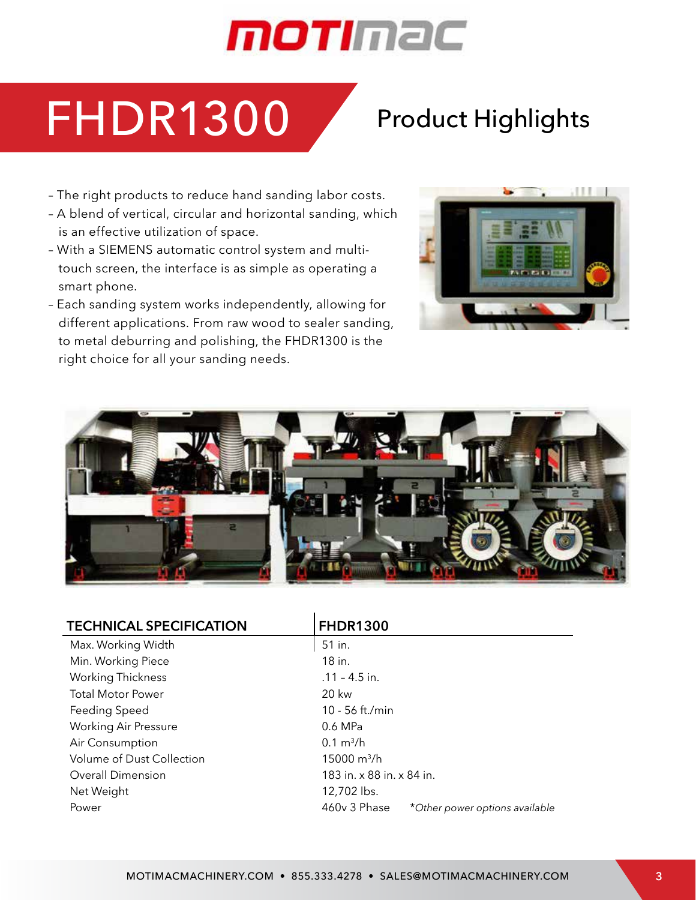# FHDR1300

## Product Highlights

- The right products to reduce hand sanding labor costs.
- A blend of vertical, circular and horizontal sanding, which is an effective utilization of space.
- With a SIEMENS automatic control system and multi-touch screen, the interface is as simple as operating a smart phone.
- Each sanding system works independently, allowing for different applications. From raw wood to sealer sanding, to metal deburring and polishing, the FHDR1300 is the right choice for all your sanding needs.

| TECHNICAL SPECIFICATION | FHDR1300 |
|---|---|
| Max. Working Width | 51 in. |
| Min. Working Piece | 18 in. |
| Working Thickness | .11 – 4.5 in. |
| Total Motor Power | 20 kw |
| Feeding Speed | 10 - 56 ft./min |
| Working Air Pressure | 0.6 MPa |
| Air Consumption | 0.1 $m^3$/h |
| Volume of Dust Collection | 15000 $m^3$/h |
| Overall Dimension | 183 in. x 88 in. x 84 in. |
| Net Weight | 12,702 lbs. |
| Power | 460v 3 Phase *Other power options available* |

MOTIMACMACHINERY.COM • 855.333.4278 • SALES@MOTIMACMACHINERY.COM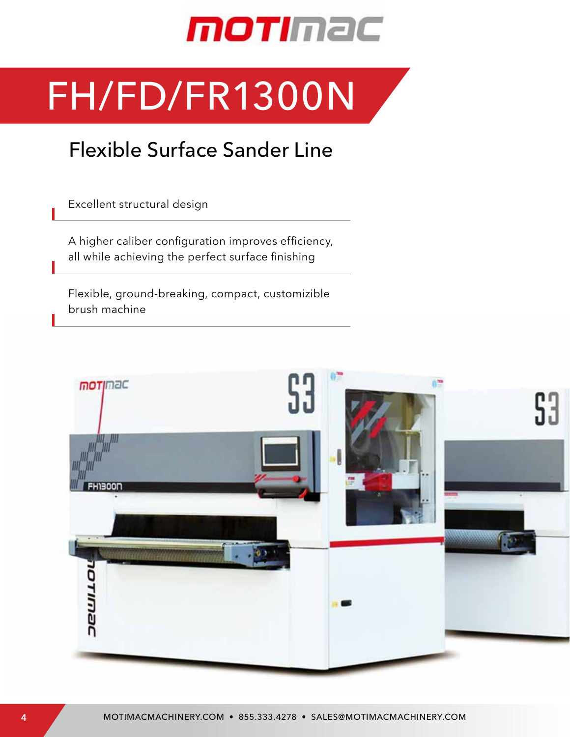# FH/FD/FR1300N

## Flexible Surface Sander Line

- Excellent structural design
- A higher caliber configuration improves efficiency, all while achieving the perfect surface finishing
- Flexible, ground-breaking, compact, customizible brush machine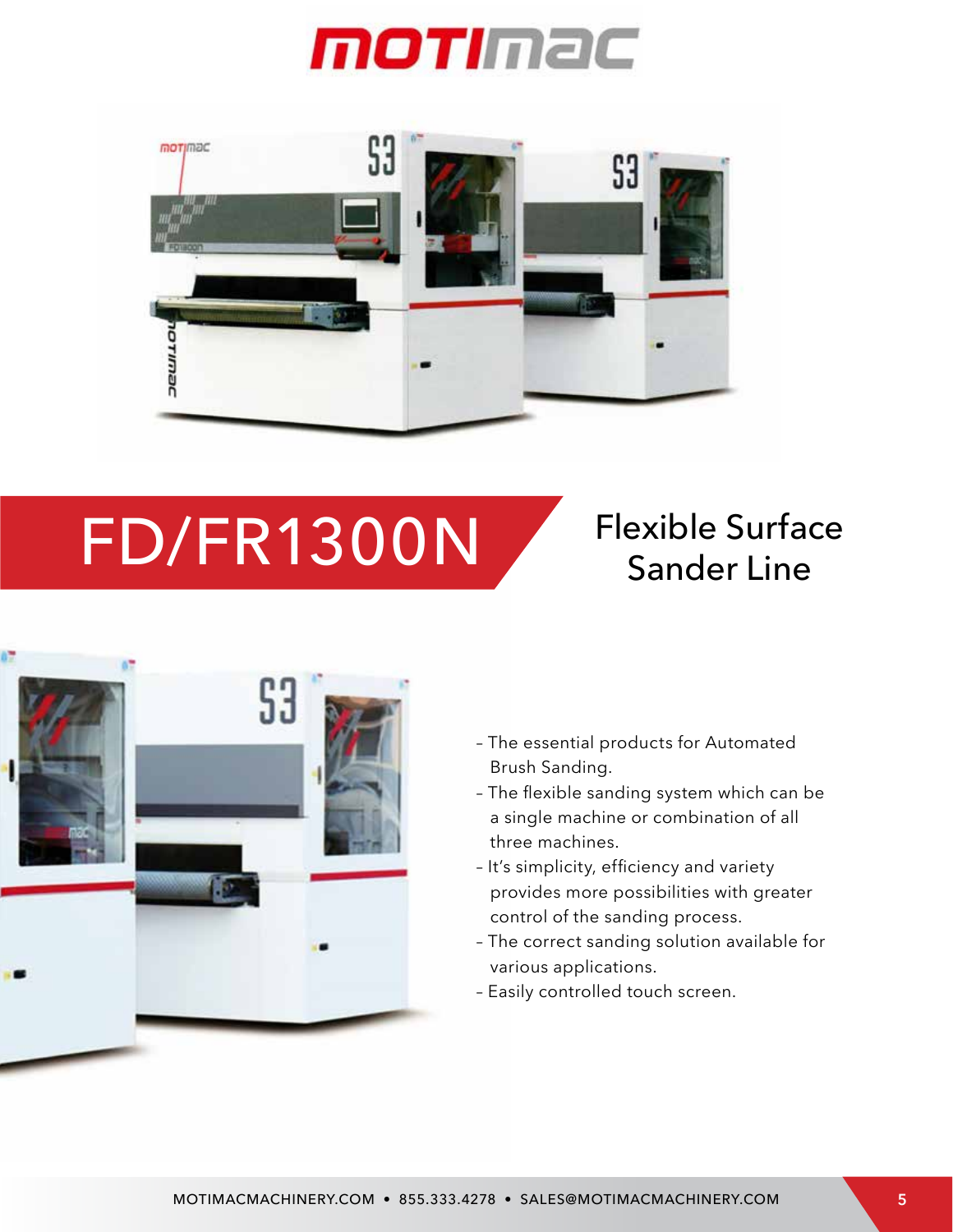# motimac

# FD/FR1300N

## Flexible Surface Sander Line

- The essential products for Automated Brush Sanding.
- The flexible sanding system which can be a single machine or combination of all three machines.
- It's simplicity, efficiency and variety provides more possibilities with greater control of the sanding process.
- The correct sanding solution available for various applications.
- Easily controlled touch screen.

MOTIMACMACHINERY.COM • 855.333.4278 • SALES@MOTIMACMACHINERY.COM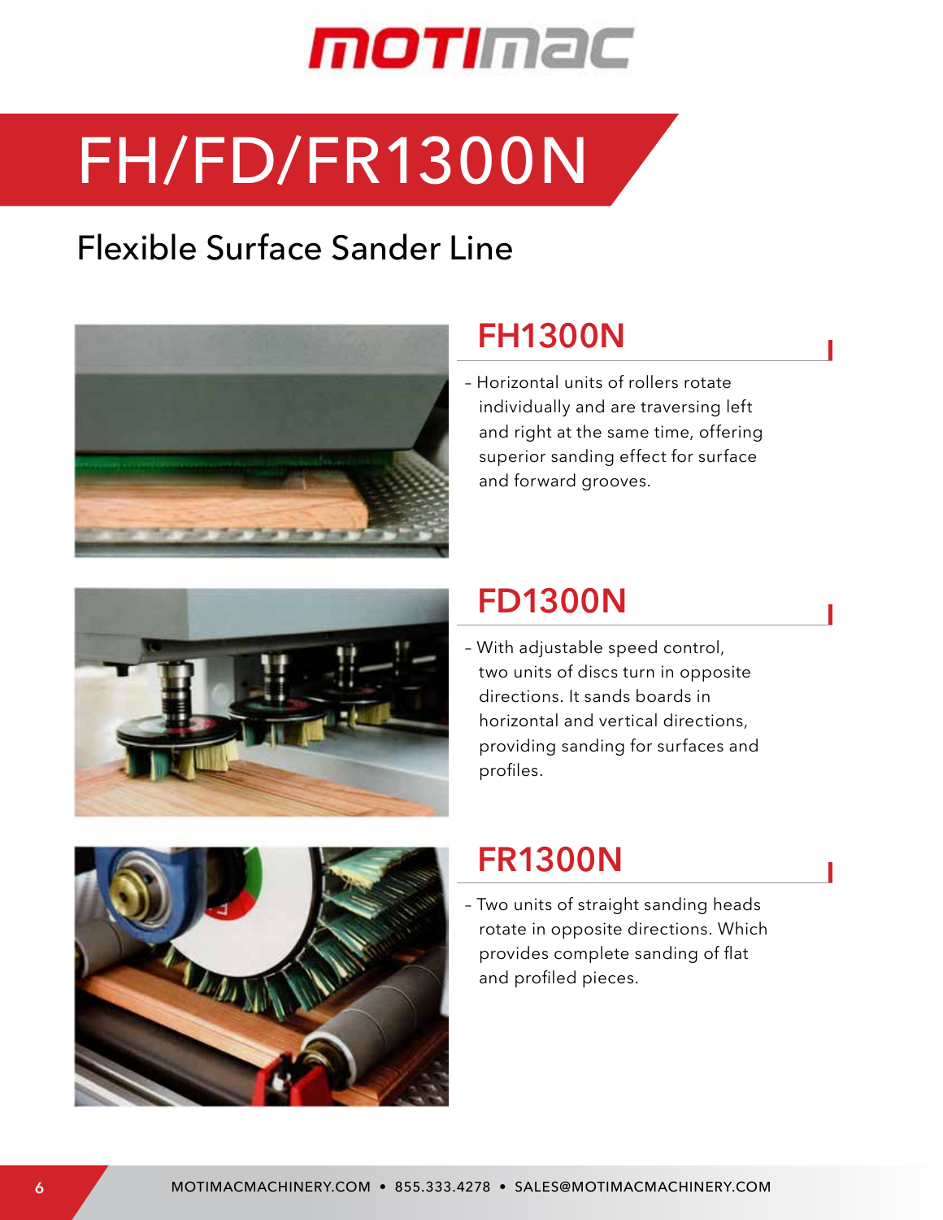# FH/FD/FR1300N

## Flexible Surface Sander Line

### FH1300N

- Horizontal units of rollers rotate individually and are traversing left and right at the same time, offering superior sanding effect for surface and forward grooves.

### FD1300N

- With adjustable speed control, two units of discs turn in opposite directions. It sands boards in horizontal and vertical directions, providing sanding for surfaces and profiles.

### FR1300N

- Two units of straight sanding heads rotate in opposite directions. Which provides complete sanding of flat and profiled pieces.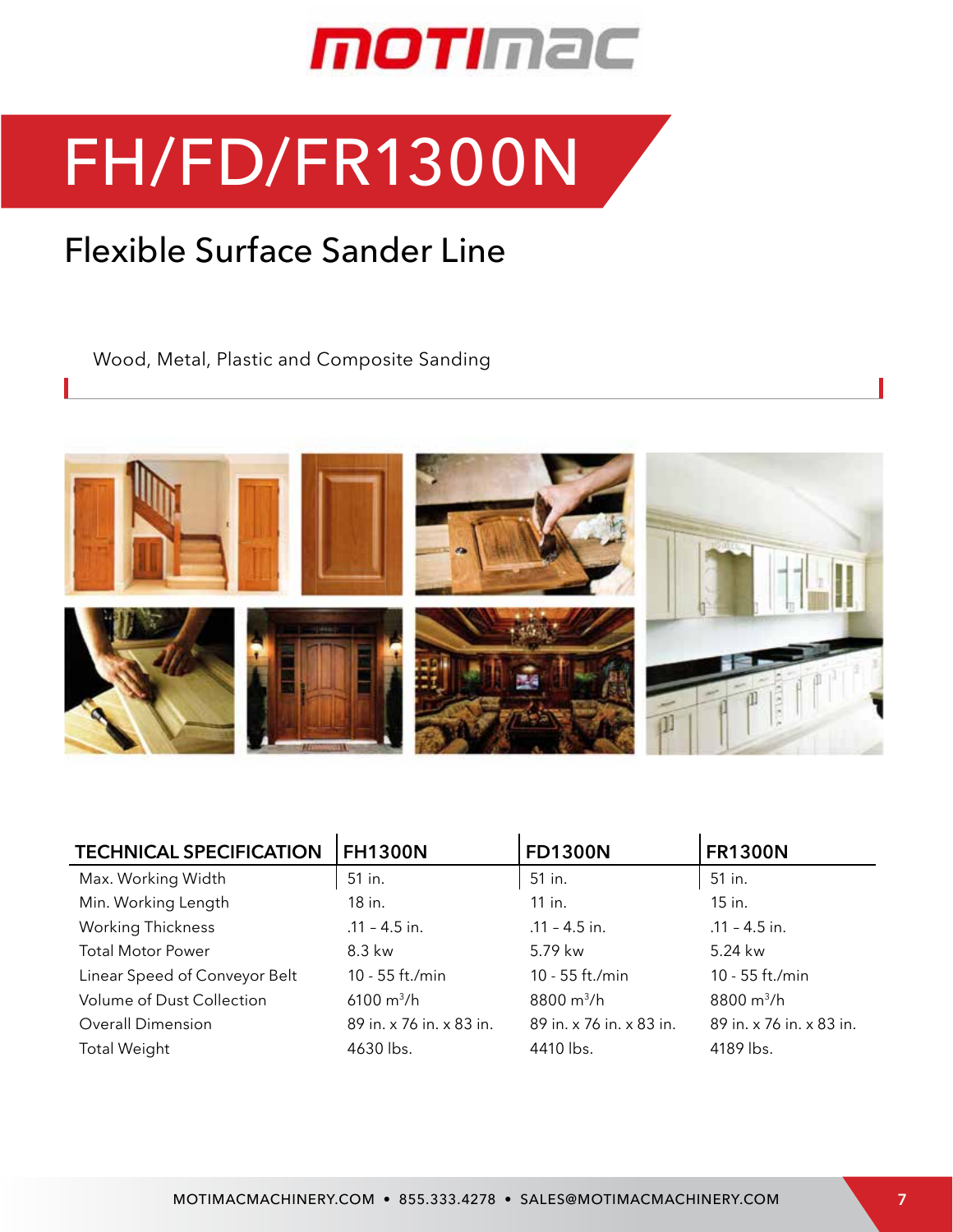# FH/FD/FR1300N

## Flexible Surface Sander Line

Wood, Metal, Plastic and Composite Sanding

| TECHNICAL SPECIFICATION | FH1300N | FD1300N | FR1300N |
|---|---|---|---|
| Max. Working Width | 51 in. | 51 in. | 51 in. |
| Min. Working Length | 18 in. | 11 in. | 15 in. |
| Working Thickness | .11 – 4.5 in. | .11 – 4.5 in. | .11 – 4.5 in. |
| Total Motor Power | 8.3 kw | 5.79 kw | 5.24 kw |
| Linear Speed of Conveyor Belt | 10 - 55 ft./min | 10 - 55 ft./min | 10 - 55 ft./min |
| Volume of Dust Collection | 6100 $m^3$/h | 8800 $m^3$/h | 8800 $m^3$/h |
| Overall Dimension | 89 in. x 76 in. x 83 in. | 89 in. x 76 in. x 83 in. | 89 in. x 76 in. x 83 in. |
| Total Weight | 4630 lbs. | 4410 lbs. | 4189 lbs. |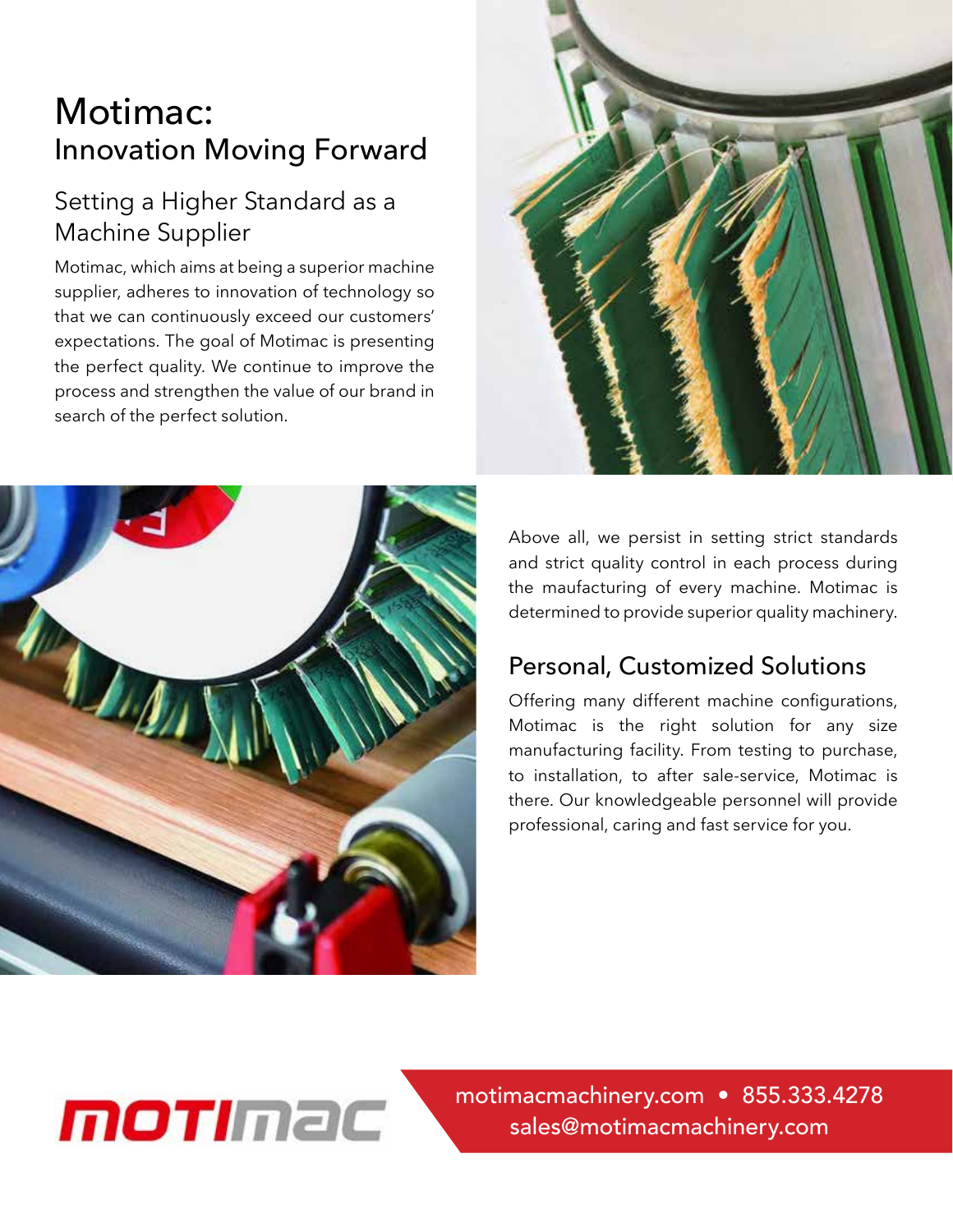# Motimac:
## Innovation Moving Forward

### Setting a Higher Standard as a Machine Supplier

Motimac, which aims at being a superior machine supplier, adheres to innovation of technology so that we can continuously exceed our customers' expectations. The goal of Motimac is presenting the perfect quality. We continue to improve the process and strengthen the value of our brand in search of the perfect solution.

Above all, we persist in setting strict standards and strict quality control in each process during the maufacturing of every machine. Motimac is determined to provide superior quality machinery.

### Personal, Customized Solutions

Offering many different machine configurations, Motimac is the right solution for any size manufacturing facility. From testing to purchase, to installation, to after sale-service, Motimac is there. Our knowledgeable personnel will provide professional, caring and fast service for you.

motimac

motimacmachinery.com • 855.333.4278
sales@motimacmachinery.com